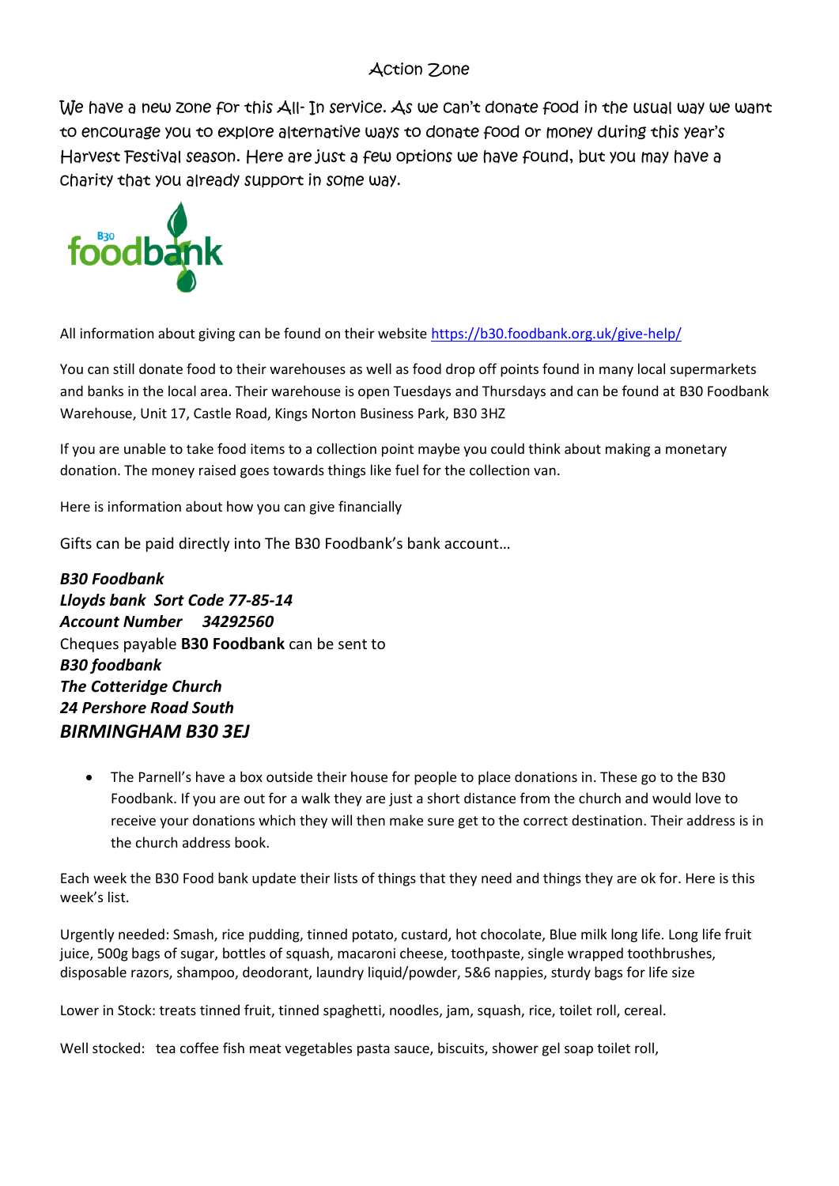# Action Zone

We have a new zone for this All- In service. As we can't donate food in the usual way we want to encourage you to explore alternative ways to donate food or money during this year's Harvest Festival season. Here are just a few options we have found, but you may have a charity that you already support in some way.

B30 foodbank

All information about giving can be found on their website [https://b30.foodbank.org.uk/give-help/](https://b30.foodbank.org.uk/give-help/)

You can still donate food to their warehouses as well as food drop off points found in many local supermarkets and banks in the local area. Their warehouse is open Tuesdays and Thursdays and can be found at B30 Foodbank Warehouse, Unit 17, Castle Road, Kings Norton Business Park, B30 3HZ

If you are unable to take food items to a collection point maybe you could think about making a monetary donation. The money raised goes towards things like fuel for the collection van.

Here is information about how you can give financially

Gifts can be paid directly into The B30 Foodbank's bank account…

***B30 Foodbank***
***Lloyds bank Sort Code 77-85-14***
***Account Number 34292560***
Cheques payable **B30 Foodbank** can be sent to
***B30 foodbank***
***The Cotteridge Church***
***24 Pershore Road South***
***BIRMINGHAM B30 3EJ***

- The Parnell's have a box outside their house for people to place donations in. These go to the B30 Foodbank. If you are out for a walk they are just a short distance from the church and would love to receive your donations which they will then make sure get to the correct destination. Their address is in the church address book.

Each week the B30 Food bank update their lists of things that they need and things they are ok for. Here is this week's list.

Urgently needed: Smash, rice pudding, tinned potato, custard, hot chocolate, Blue milk long life. Long life fruit juice, 500g bags of sugar, bottles of squash, macaroni cheese, toothpaste, single wrapped toothbrushes, disposable razors, shampoo, deodorant, laundry liquid/powder, 5&6 nappies, sturdy bags for life size

Lower in Stock: treats tinned fruit, tinned spaghetti, noodles, jam, squash, rice, toilet roll, cereal.

Well stocked: tea coffee fish meat vegetables pasta sauce, biscuits, shower gel soap toilet roll,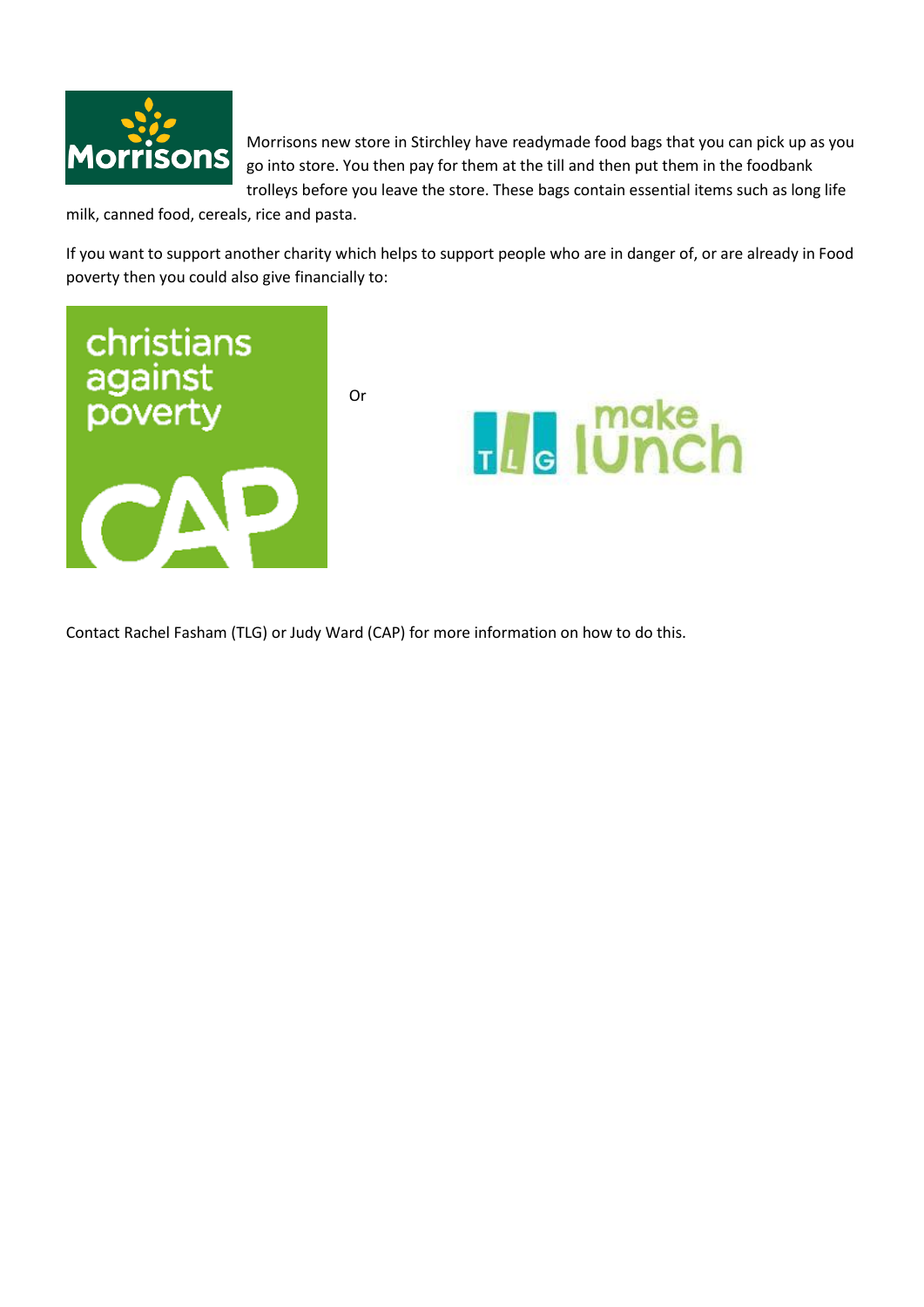Morrisons new store in Stirchley have readymade food bags that you can pick up as you go into store. You then pay for them at the till and then put them in the foodbank trolleys before you leave the store. These bags contain essential items such as long life milk, canned food, cereals, rice and pasta.

If you want to support another charity which helps to support people who are in danger of, or are already in Food poverty then you could also give financially to:

Or

Contact Rachel Fasham (TLG) or Judy Ward (CAP) for more information on how to do this.